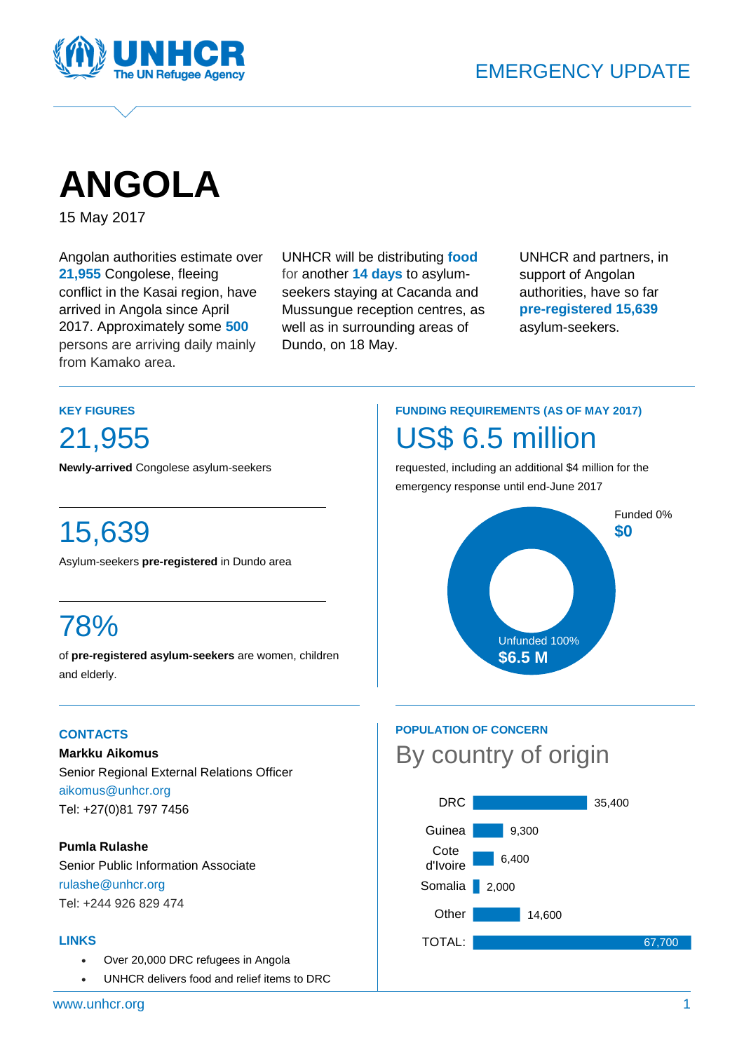UNHCR
The UN Refugee Agency

EMERGENCY UPDATE

# ANGOLA

15 May 2017

Angolan authorities estimate over **21,955** Congolese, fleeing conflict in the Kasai region, have arrived in Angola since April 2017. Approximately some **500** persons are arriving daily mainly from Kamako area.

UNHCR will be distributing **food** for another **14 days** to asylum-seekers staying at Cacanda and Mussungue reception centres, as well as in surrounding areas of Dundo, on 18 May.

UNHCR and partners, in support of Angolan authorities, have so far **pre-registered 15,639** asylum-seekers.

## KEY FIGURES

**21,955**

**Newly-arrived** Congolese asylum-seekers

**15,639**

Asylum-seekers **pre-registered** in Dundo area

**78%**

of **pre-registered asylum-seekers** are women, children and elderly.

## FUNDING REQUIREMENTS (AS OF MAY 2017)

**US$ 6.5 million**

requested, including an additional $4 million for the emergency response until end-June 2017

Funded 0%
**$0**

Unfunded 100%
**$6.5 M**

## CONTACTS

**Markku Aikomus**
Senior Regional External Relations Officer
aikomus@unhcr.org
Tel: +27(0)81 797 7456

**Pumla Rulashe**
Senior Public Information Associate
rulashe@unhcr.org
Tel: +244 926 829 474

## LINKS

- Over 20,000 DRC refugees in Angola
- UNHCR delivers food and relief items to DRC

## POPULATION OF CONCERN

### By country of origin

| Country | Population |
|---|---|
| DRC | 35,400 |
| Guinea | 9,300 |
| Cote d'Ivoire | 6,400 |
| Somalia | 2,000 |
| Other | 14,600 |
| TOTAL: | 67,700 |

www.unhcr.org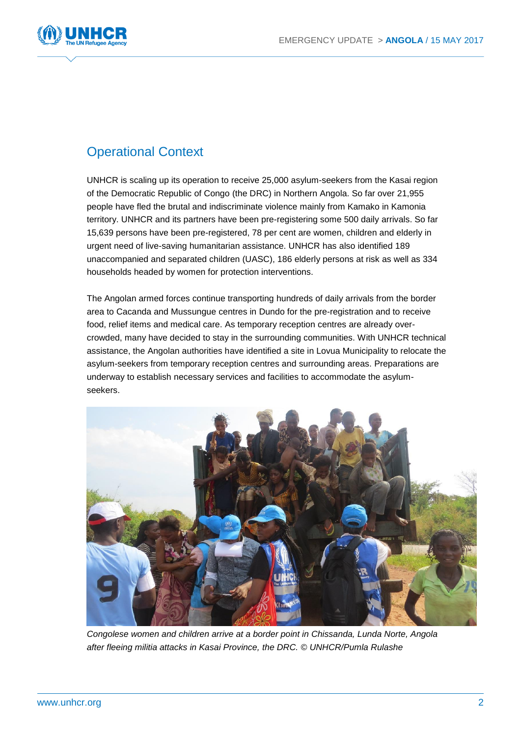## Operational Context

UNHCR is scaling up its operation to receive 25,000 asylum-seekers from the Kasai region of the Democratic Republic of Congo (the DRC) in Northern Angola. So far over 21,955 people have fled the brutal and indiscriminate violence mainly from Kamako in Kamonia territory. UNHCR and its partners have been pre-registering some 500 daily arrivals. So far 15,639 persons have been pre-registered, 78 per cent are women, children and elderly in urgent need of live-saving humanitarian assistance. UNHCR has also identified 189 unaccompanied and separated children (UASC), 186 elderly persons at risk as well as 334 households headed by women for protection interventions.

The Angolan armed forces continue transporting hundreds of daily arrivals from the border area to Cacanda and Mussungue centres in Dundo for the pre-registration and to receive food, relief items and medical care. As temporary reception centres are already over-crowded, many have decided to stay in the surrounding communities. With UNHCR technical assistance, the Angolan authorities have identified a site in Lovua Municipality to relocate the asylum-seekers from temporary reception centres and surrounding areas. Preparations are underway to establish necessary services and facilities to accommodate the asylum-seekers.

*Congolese women and children arrive at a border point in Chissanda, Lunda Norte, Angola after fleeing militia attacks in Kasai Province, the DRC. © UNHCR/Pumla Rulashe*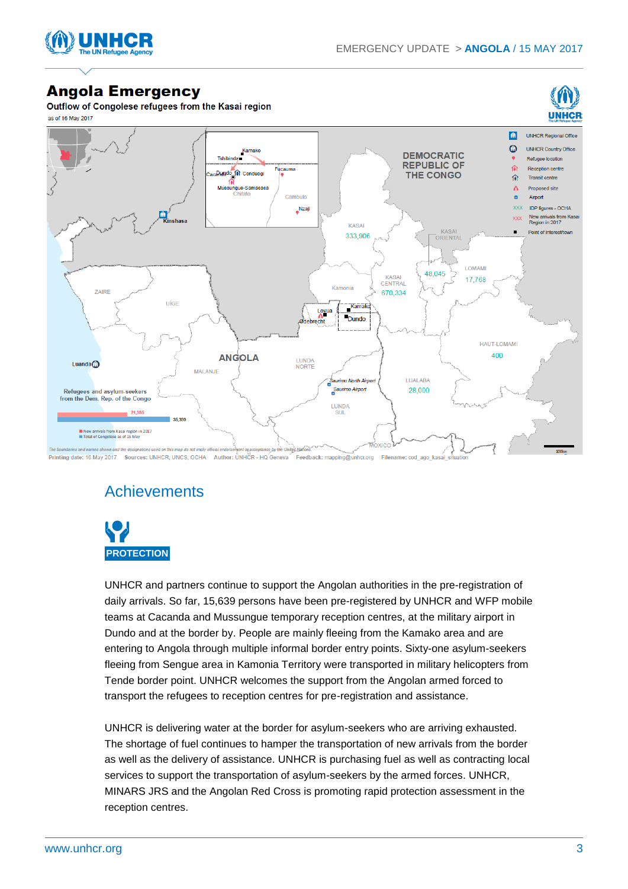## Angola Emergency

Outflow of Congolese refugees from the Kasai region

as of 16 May 2017

DEMOCRATIC REPUBLIC OF THE CONGO

KASAI 333,906

KASAI CENTRAL 670,334

KASAI ORIENTAL 48,045

LOMAMI 17,768

HAUT-LOMAMI 400

LUALABA 28,000

Refugees and asylum-seekers from the Dem. Rep. of the Congo

21,555 — New arrivals from Kasai region in 2017

35,399 — Total of Congolese as of 15 May

Printing date: 16 May 2017 Sources: UNHCR, UNCS, OCHA Author: UNHCR - HQ Geneva Feedback: mapping@unhcr.org Filename: cod_ago_kasai_situation

## Achievements

### PROTECTION

UNHCR and partners continue to support the Angolan authorities in the pre-registration of daily arrivals. So far, 15,639 persons have been pre-registered by UNHCR and WFP mobile teams at Cacanda and Mussungue temporary reception centres, at the military airport in Dundo and at the border by. People are mainly fleeing from the Kamako area and are entering to Angola through multiple informal border entry points. Sixty-one asylum-seekers fleeing from Sengue area in Kamonia Territory were transported in military helicopters from Tende border point. UNHCR welcomes the support from the Angolan armed forced to transport the refugees to reception centres for pre-registration and assistance.

UNHCR is delivering water at the border for asylum-seekers who are arriving exhausted. The shortage of fuel continues to hamper the transportation of new arrivals from the border as well as the delivery of assistance. UNHCR is purchasing fuel as well as contracting local services to support the transportation of asylum-seekers by the armed forces. UNHCR, MINARS JRS and the Angolan Red Cross is promoting rapid protection assessment in the reception centres.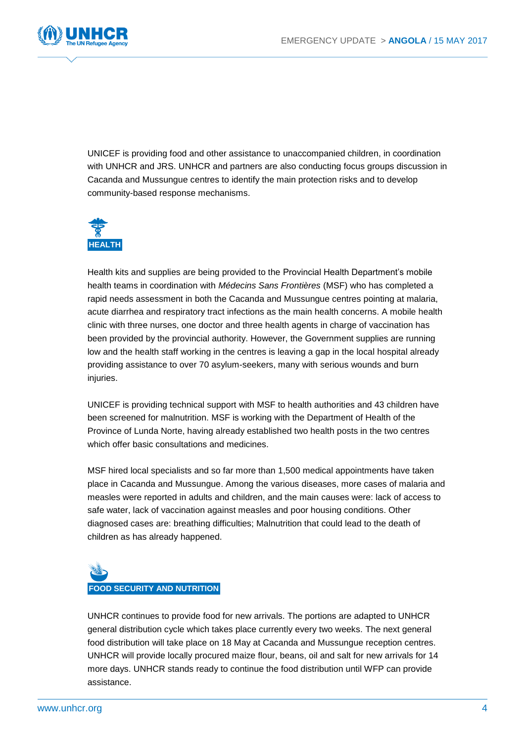UNICEF is providing food and other assistance to unaccompanied children, in coordination with UNHCR and JRS. UNHCR and partners are also conducting focus groups discussion in Cacanda and Mussungue centres to identify the main protection risks and to develop community-based response mechanisms.

## HEALTH

Health kits and supplies are being provided to the Provincial Health Department's mobile health teams in coordination with *Médecins Sans Frontières* (MSF) who has completed a rapid needs assessment in both the Cacanda and Mussungue centres pointing at malaria, acute diarrhea and respiratory tract infections as the main health concerns. A mobile health clinic with three nurses, one doctor and three health agents in charge of vaccination has been provided by the provincial authority. However, the Government supplies are running low and the health staff working in the centres is leaving a gap in the local hospital already providing assistance to over 70 asylum-seekers, many with serious wounds and burn injuries.

UNICEF is providing technical support with MSF to health authorities and 43 children have been screened for malnutrition. MSF is working with the Department of Health of the Province of Lunda Norte, having already established two health posts in the two centres which offer basic consultations and medicines.

MSF hired local specialists and so far more than 1,500 medical appointments have taken place in Cacanda and Mussungue. Among the various diseases, more cases of malaria and measles were reported in adults and children, and the main causes were: lack of access to safe water, lack of vaccination against measles and poor housing conditions. Other diagnosed cases are: breathing difficulties; Malnutrition that could lead to the death of children as has already happened.

## FOOD SECURITY AND NUTRITION

UNHCR continues to provide food for new arrivals. The portions are adapted to UNHCR general distribution cycle which takes place currently every two weeks. The next general food distribution will take place on 18 May at Cacanda and Mussungue reception centres. UNHCR will provide locally procured maize flour, beans, oil and salt for new arrivals for 14 more days. UNHCR stands ready to continue the food distribution until WFP can provide assistance.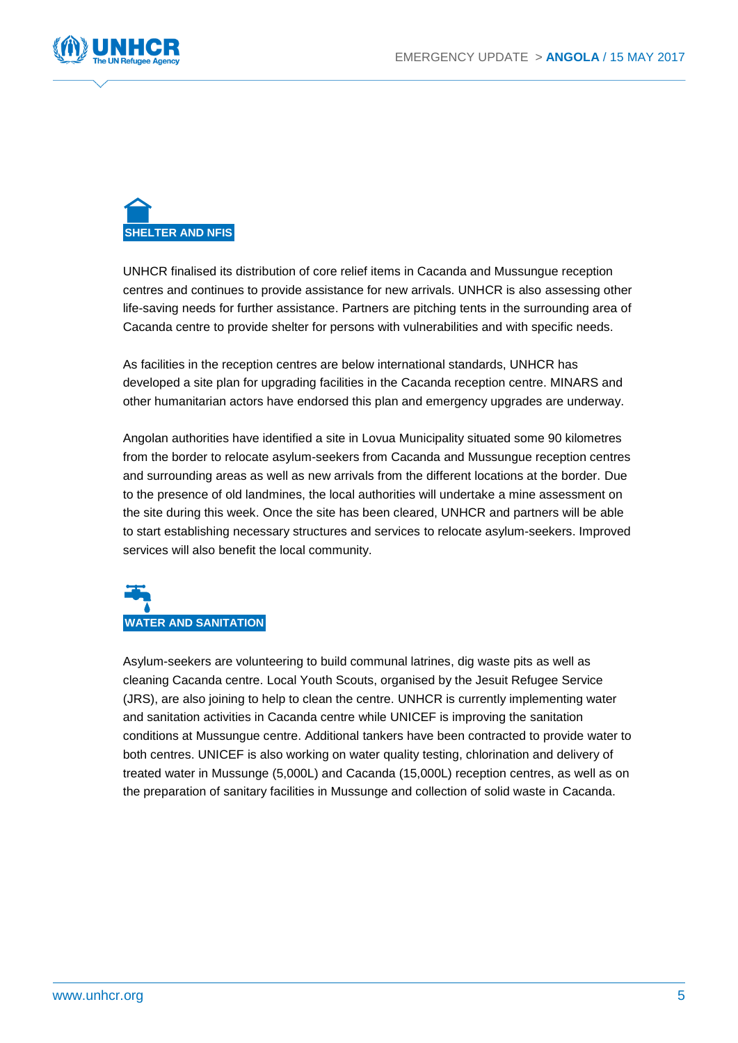## SHELTER AND NFIS

UNHCR finalised its distribution of core relief items in Cacanda and Mussungue reception centres and continues to provide assistance for new arrivals. UNHCR is also assessing other life-saving needs for further assistance. Partners are pitching tents in the surrounding area of Cacanda centre to provide shelter for persons with vulnerabilities and with specific needs.

As facilities in the reception centres are below international standards, UNHCR has developed a site plan for upgrading facilities in the Cacanda reception centre. MINARS and other humanitarian actors have endorsed this plan and emergency upgrades are underway.

Angolan authorities have identified a site in Lovua Municipality situated some 90 kilometres from the border to relocate asylum-seekers from Cacanda and Mussungue reception centres and surrounding areas as well as new arrivals from the different locations at the border. Due to the presence of old landmines, the local authorities will undertake a mine assessment on the site during this week. Once the site has been cleared, UNHCR and partners will be able to start establishing necessary structures and services to relocate asylum-seekers. Improved services will also benefit the local community.

## WATER AND SANITATION

Asylum-seekers are volunteering to build communal latrines, dig waste pits as well as cleaning Cacanda centre. Local Youth Scouts, organised by the Jesuit Refugee Service (JRS), are also joining to help to clean the centre. UNHCR is currently implementing water and sanitation activities in Cacanda centre while UNICEF is improving the sanitation conditions at Mussungue centre. Additional tankers have been contracted to provide water to both centres. UNICEF is also working on water quality testing, chlorination and delivery of treated water in Mussunge (5,000L) and Cacanda (15,000L) reception centres, as well as on the preparation of sanitary facilities in Mussunge and collection of solid waste in Cacanda.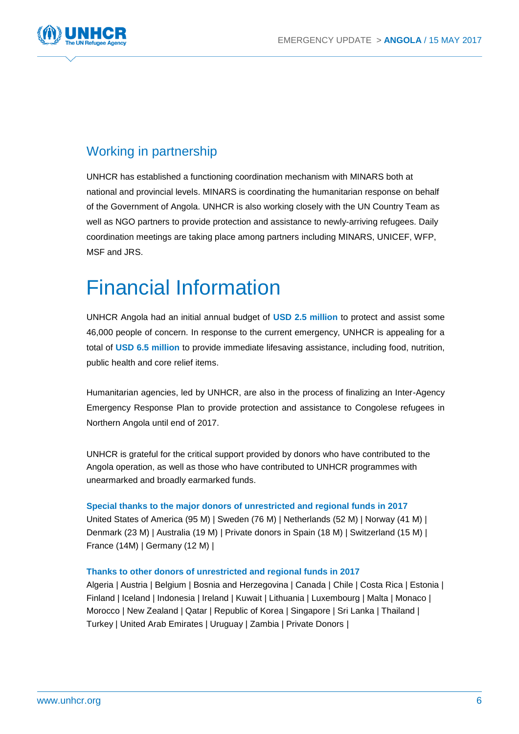## Working in partnership

UNHCR has established a functioning coordination mechanism with MINARS both at national and provincial levels. MINARS is coordinating the humanitarian response on behalf of the Government of Angola. UNHCR is also working closely with the UN Country Team as well as NGO partners to provide protection and assistance to newly-arriving refugees. Daily coordination meetings are taking place among partners including MINARS, UNICEF, WFP, MSF and JRS.

# Financial Information

UNHCR Angola had an initial annual budget of **USD 2.5 million** to protect and assist some 46,000 people of concern. In response to the current emergency, UNHCR is appealing for a total of **USD 6.5 million** to provide immediate lifesaving assistance, including food, nutrition, public health and core relief items.

Humanitarian agencies, led by UNHCR, are also in the process of finalizing an Inter-Agency Emergency Response Plan to provide protection and assistance to Congolese refugees in Northern Angola until end of 2017.

UNHCR is grateful for the critical support provided by donors who have contributed to the Angola operation, as well as those who have contributed to UNHCR programmes with unearmarked and broadly earmarked funds.

**Special thanks to the major donors of unrestricted and regional funds in 2017**
United States of America (95 M) | Sweden (76 M) | Netherlands (52 M) | Norway (41 M) | Denmark (23 M) | Australia (19 M) | Private donors in Spain (18 M) | Switzerland (15 M) | France (14M) | Germany (12 M) |

**Thanks to other donors of unrestricted and regional funds in 2017**
Algeria | Austria | Belgium | Bosnia and Herzegovina | Canada | Chile | Costa Rica | Estonia | Finland | Iceland | Indonesia | Ireland | Kuwait | Lithuania | Luxembourg | Malta | Monaco | Morocco | New Zealand | Qatar | Republic of Korea | Singapore | Sri Lanka | Thailand | Turkey | United Arab Emirates | Uruguay | Zambia | Private Donors |